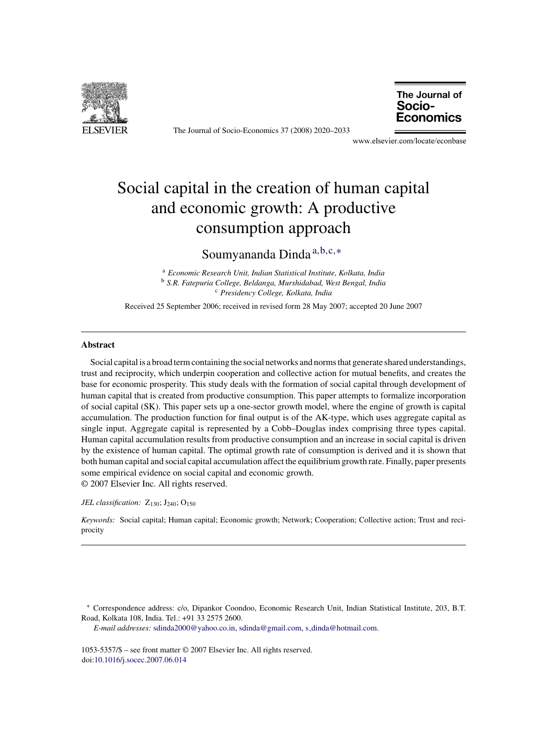# Social capital in the creation of human capital and economic growth: A productive consumption approach

Soumyananda Dinda [a,b,c,*]

[a] *Economic Research Unit, Indian Statistical Institute, Kolkata, India*
[b] *S.R. Fatepuria College, Beldanga, Murshidabad, West Bengal, India*
[c] *Presidency College, Kolkata, India*

Received 25 September 2006; received in revised form 28 May 2007; accepted 20 June 2007

## Abstract

Social capital is a broad term containing the social networks and norms that generate shared understandings, trust and reciprocity, which underpin cooperation and collective action for mutual benefits, and creates the base for economic prosperity. This study deals with the formation of social capital through development of human capital that is created from productive consumption. This paper attempts to formalize incorporation of social capital (SK). This paper sets up a one-sector growth model, where the engine of growth is capital accumulation. The production function for final output is of the AK-type, which uses aggregate capital as single input. Aggregate capital is represented by a Cobb–Douglas index comprising three types capital. Human capital accumulation results from productive consumption and an increase in social capital is driven by the existence of human capital. The optimal growth rate of consumption is derived and it is shown that both human capital and social capital accumulation affect the equilibrium growth rate. Finally, paper presents some empirical evidence on social capital and economic growth.
© 2007 Elsevier Inc. All rights reserved.

*JEL classification:* $Z_{130}$; $J_{240}$; $O_{150}$

*Keywords:* Social capital; Human capital; Economic growth; Network; Cooperation; Collective action; Trust and reciprocity

---

[*] Correspondence address: c/o, Dipankor Coondoo, Economic Research Unit, Indian Statistical Institute, 203, B.T. Road, Kolkata 108, India. Tel.: +91 33 2575 2600.

*E-mail addresses:* sdinda2000@yahoo.co.in, sdinda@gmail.com, s_dinda@hotmail.com.

1053-5357/$ – see front matter © 2007 Elsevier Inc. All rights reserved.
doi:10.1016/j.socec.2007.06.014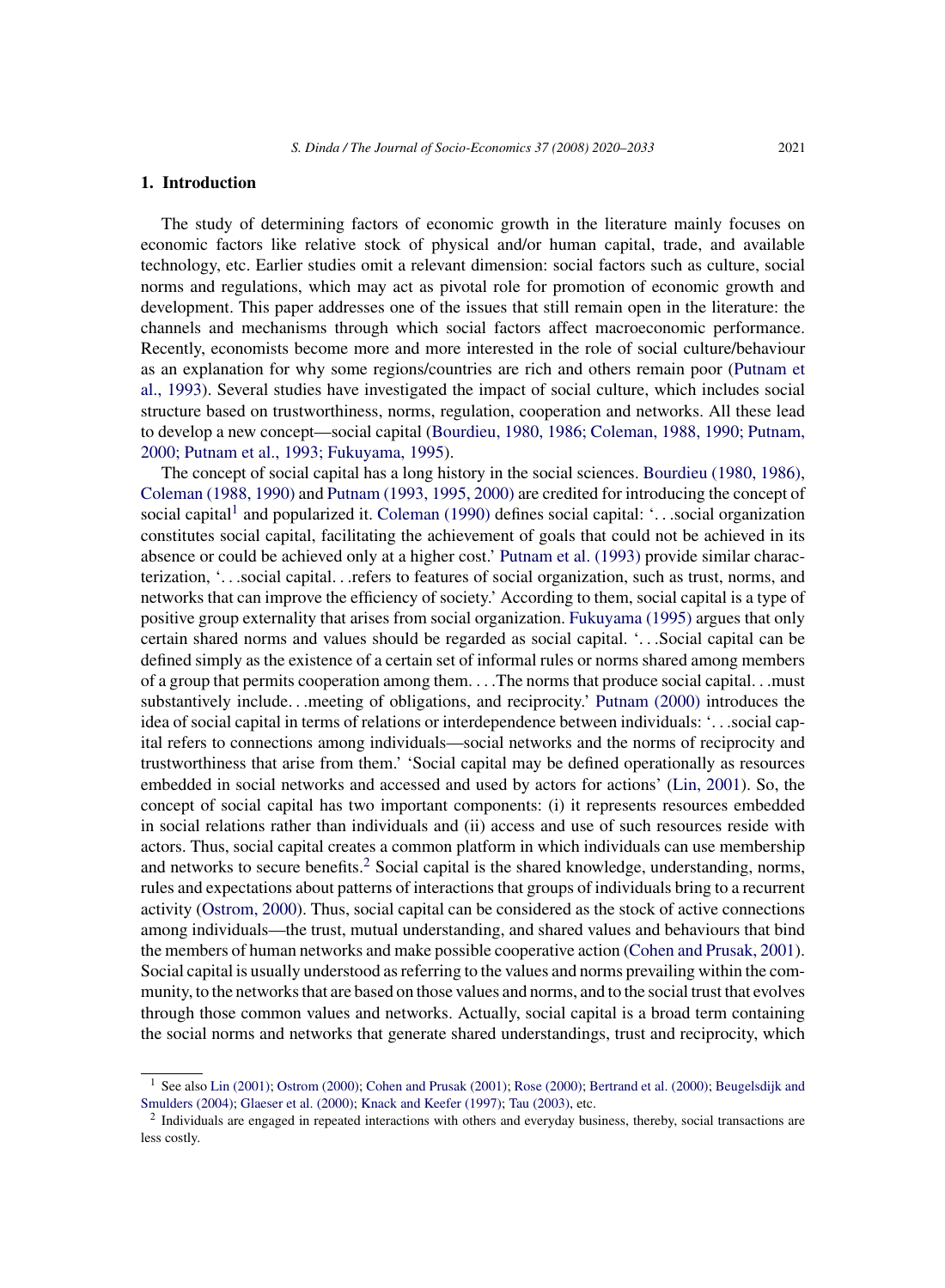## 1. Introduction

The study of determining factors of economic growth in the literature mainly focuses on economic factors like relative stock of physical and/or human capital, trade, and available technology, etc. Earlier studies omit a relevant dimension: social factors such as culture, social norms and regulations, which may act as pivotal role for promotion of economic growth and development. This paper addresses one of the issues that still remain open in the literature: the channels and mechanisms through which social factors affect macroeconomic performance. Recently, economists become more and more interested in the role of social culture/behaviour as an explanation for why some regions/countries are rich and others remain poor (Putnam et al., 1993). Several studies have investigated the impact of social culture, which includes social structure based on trustworthiness, norms, regulation, cooperation and networks. All these lead to develop a new concept—social capital (Bourdieu, 1980, 1986; Coleman, 1988, 1990; Putnam, 2000; Putnam et al., 1993; Fukuyama, 1995).

The concept of social capital has a long history in the social sciences. Bourdieu (1980, 1986), Coleman (1988, 1990) and Putnam (1993, 1995, 2000) are credited for introducing the concept of social capital[1] and popularized it. Coleman (1990) defines social capital: '. . .social organization constitutes social capital, facilitating the achievement of goals that could not be achieved in its absence or could be achieved only at a higher cost.' Putnam et al. (1993) provide similar characterization, '. . .social capital. . .refers to features of social organization, such as trust, norms, and networks that can improve the efficiency of society.' According to them, social capital is a type of positive group externality that arises from social organization. Fukuyama (1995) argues that only certain shared norms and values should be regarded as social capital. '. . .Social capital can be defined simply as the existence of a certain set of informal rules or norms shared among members of a group that permits cooperation among them. . . .The norms that produce social capital. . .must substantively include. . .meeting of obligations, and reciprocity.' Putnam (2000) introduces the idea of social capital in terms of relations or interdependence between individuals: '. . .social capital refers to connections among individuals—social networks and the norms of reciprocity and trustworthiness that arise from them.' 'Social capital may be defined operationally as resources embedded in social networks and accessed and used by actors for actions' (Lin, 2001). So, the concept of social capital has two important components: (i) it represents resources embedded in social relations rather than individuals and (ii) access and use of such resources reside with actors. Thus, social capital creates a common platform in which individuals can use membership and networks to secure benefits.[2] Social capital is the shared knowledge, understanding, norms, rules and expectations about patterns of interactions that groups of individuals bring to a recurrent activity (Ostrom, 2000). Thus, social capital can be considered as the stock of active connections among individuals—the trust, mutual understanding, and shared values and behaviours that bind the members of human networks and make possible cooperative action (Cohen and Prusak, 2001). Social capital is usually understood as referring to the values and norms prevailing within the community, to the networks that are based on those values and norms, and to the social trust that evolves through those common values and networks. Actually, social capital is a broad term containing the social norms and networks that generate shared understandings, trust and reciprocity, which

---

[1] See also Lin (2001); Ostrom (2000); Cohen and Prusak (2001); Rose (2000); Bertrand et al. (2000); Beugelsdijk and Smulders (2004); Glaeser et al. (2000); Knack and Keefer (1997); Tau (2003), etc.

[2] Individuals are engaged in repeated interactions with others and everyday business, thereby, social transactions are less costly.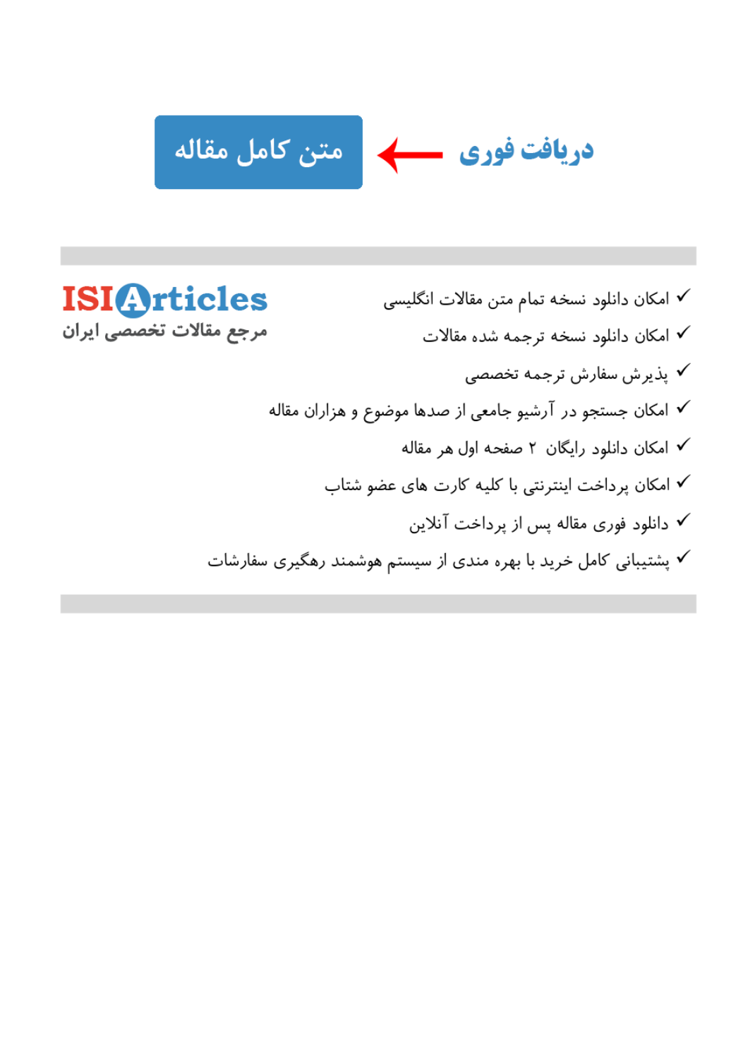دریافت فوری ← متن کامل مقاله

**ISIArticles**
مرجع مقالات تخصصی ایران

- ✓ امکان دانلود نسخه تمام متن مقالات انگلیسی
- ✓ امکان دانلود نسخه ترجمه شده مقالات
- ✓ پذیرش سفارش ترجمه تخصصی
- ✓ امکان جستجو در آرشیو جامعی از صدها موضوع و هزاران مقاله
- ✓ امکان دانلود رایگان ۲ صفحه اول هر مقاله
- ✓ امکان پرداخت اینترنتی با کلیه کارت های عضو شتاب
- ✓ دانلود فوری مقاله پس از پرداخت آنلاین
- ✓ پشتیبانی کامل خرید با بهره مندی از سیستم هوشمند رهگیری سفارشات